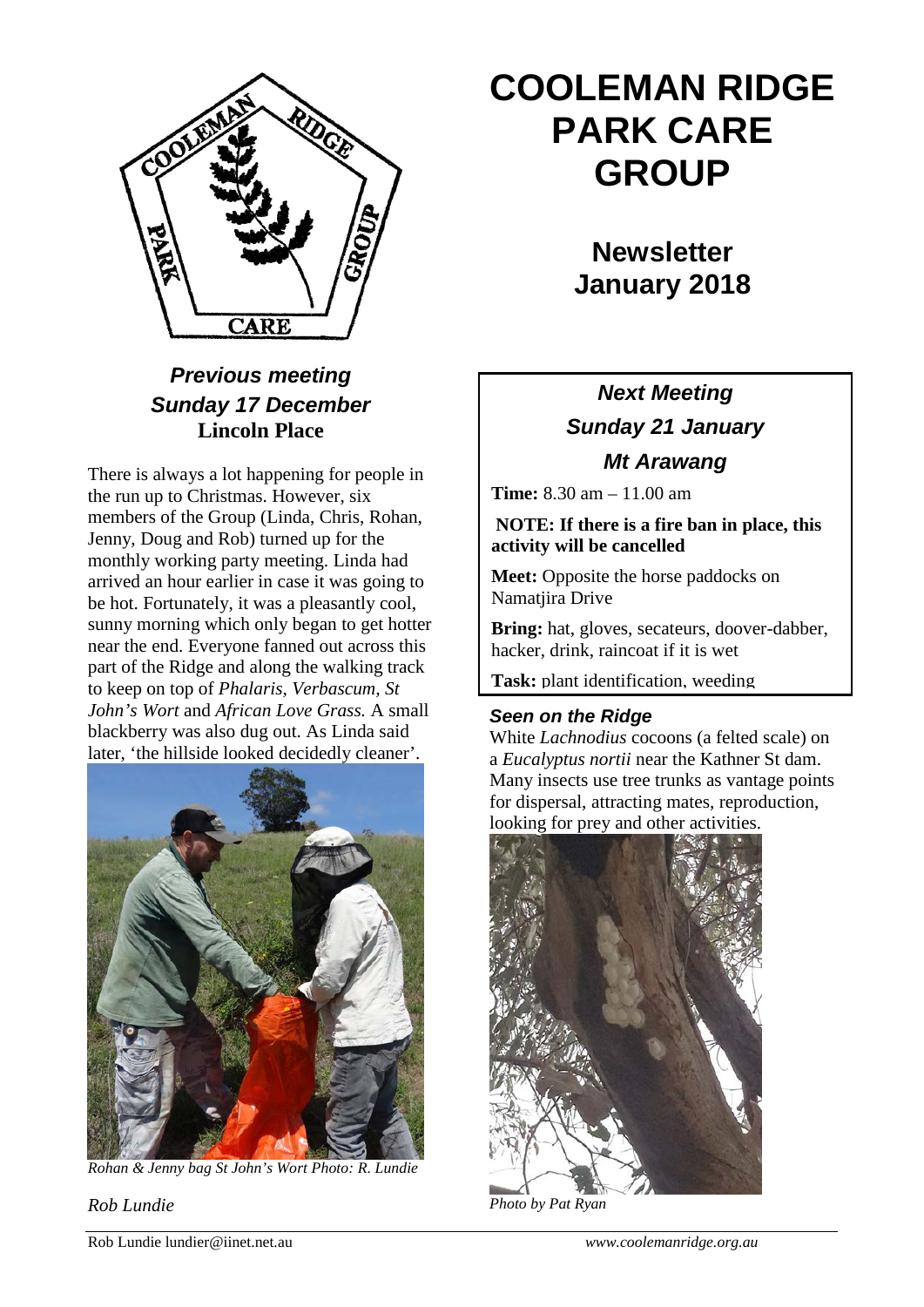# COOLEMAN RIDGE PARK CARE GROUP

## Newsletter January 2018

### *Previous meeting Sunday 17 December*
**Lincoln Place**

There is always a lot happening for people in the run up to Christmas. However, six members of the Group (Linda, Chris, Rohan, Jenny, Doug and Rob) turned up for the monthly working party meeting. Linda had arrived an hour earlier in case it was going to be hot. Fortunately, it was a pleasantly cool, sunny morning which only began to get hotter near the end. Everyone fanned out across this part of the Ridge and along the walking track to keep on top of *Phalaris*, *Verbascum*, *St John's Wort* and *African Love Grass.* A small blackberry was also dug out. As Linda said later, 'the hillside looked decidedly cleaner'.

*Rohan & Jenny bag St John's Wort Photo: R. Lundie*

*Rob Lundie*

### *Next Meeting*
### *Sunday 21 January*
### *Mt Arawang*

**Time:** 8.30 am – 11.00 am

**NOTE: If there is a fire ban in place, this activity will be cancelled**

**Meet:** Opposite the horse paddocks on Namatjira Drive

**Bring:** hat, gloves, secateurs, doover-dabber, hacker, drink, raincoat if it is wet

**Task:** plant identification, weeding

### *Seen on the Ridge*

White *Lachnodius* cocoons (a felted scale) on a *Eucalyptus nortii* near the Kathner St dam. Many insects use tree trunks as vantage points for dispersal, attracting mates, reproduction, looking for prey and other activities.

*Photo by Pat Ryan*

Rob Lundie lundier@iinet.net.au

*www.coolemanridge.org.au*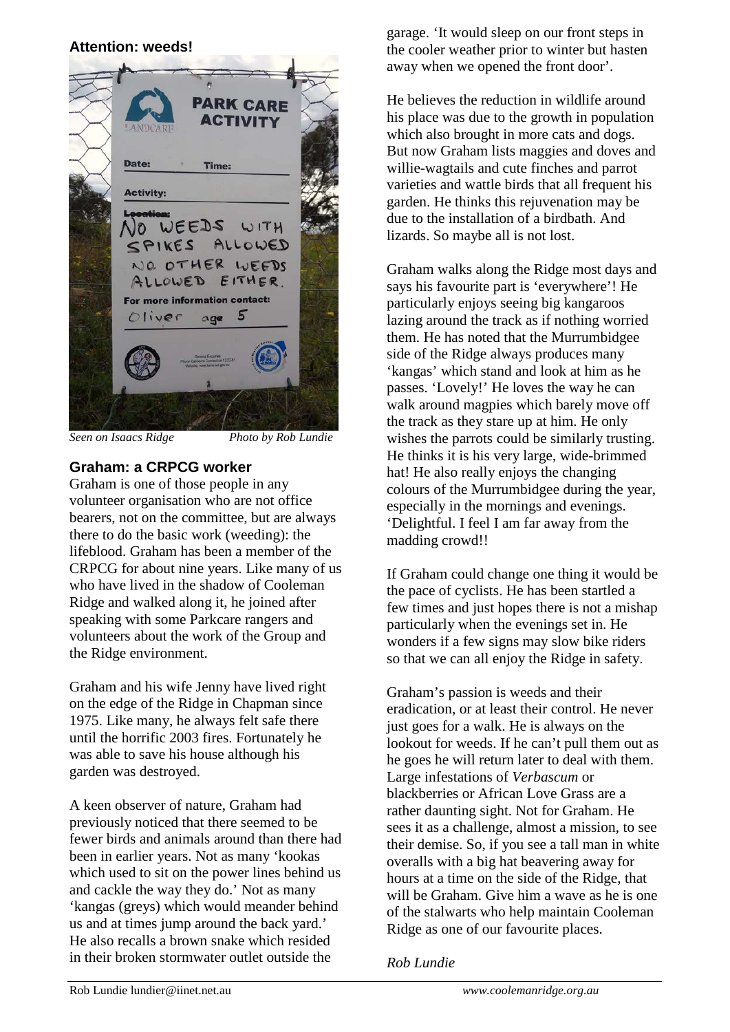**Attention: weeds!**

*Seen on Isaacs Ridge* *Photo by Rob Lundie*

## Graham: a CRPCG worker

Graham is one of those people in any volunteer organisation who are not office bearers, not on the committee, but are always there to do the basic work (weeding): the lifeblood. Graham has been a member of the CRPCG for about nine years. Like many of us who have lived in the shadow of Cooleman Ridge and walked along it, he joined after speaking with some Parkcare rangers and volunteers about the work of the Group and the Ridge environment.

Graham and his wife Jenny have lived right on the edge of the Ridge in Chapman since 1975. Like many, he always felt safe there until the horrific 2003 fires. Fortunately he was able to save his house although his garden was destroyed.

A keen observer of nature, Graham had previously noticed that there seemed to be fewer birds and animals around than there had been in earlier years. Not as many 'kookas which used to sit on the power lines behind us and cackle the way they do.' Not as many 'kangas (greys) which would meander behind us and at times jump around the back yard.' He also recalls a brown snake which resided in their broken stormwater outlet outside the garage. 'It would sleep on our front steps in the cooler weather prior to winter but hasten away when we opened the front door'.

He believes the reduction in wildlife around his place was due to the growth in population which also brought in more cats and dogs. But now Graham lists maggies and doves and willie-wagtails and cute finches and parrot varieties and wattle birds that all frequent his garden. He thinks this rejuvenation may be due to the installation of a birdbath. And lizards. So maybe all is not lost.

Graham walks along the Ridge most days and says his favourite part is 'everywhere'! He particularly enjoys seeing big kangaroos lazing around the track as if nothing worried them. He has noted that the Murrumbidgee side of the Ridge always produces many 'kangas' which stand and look at him as he passes. 'Lovely!' He loves the way he can walk around magpies which barely move off the track as they stare up at him. He only wishes the parrots could be similarly trusting. He thinks it is his very large, wide-brimmed hat! He also really enjoys the changing colours of the Murrumbidgee during the year, especially in the mornings and evenings. 'Delightful. I feel I am far away from the madding crowd!!

If Graham could change one thing it would be the pace of cyclists. He has been startled a few times and just hopes there is not a mishap particularly when the evenings set in. He wonders if a few signs may slow bike riders so that we can all enjoy the Ridge in safety.

Graham's passion is weeds and their eradication, or at least their control. He never just goes for a walk. He is always on the lookout for weeds. If he can't pull them out as he goes he will return later to deal with them. Large infestations of *Verbascum* or blackberries or African Love Grass are a rather daunting sight. Not for Graham. He sees it as a challenge, almost a mission, to see their demise. So, if you see a tall man in white overalls with a big hat beavering away for hours at a time on the side of the Ridge, that will be Graham. Give him a wave as he is one of the stalwarts who help maintain Cooleman Ridge as one of our favourite places.

*Rob Lundie*